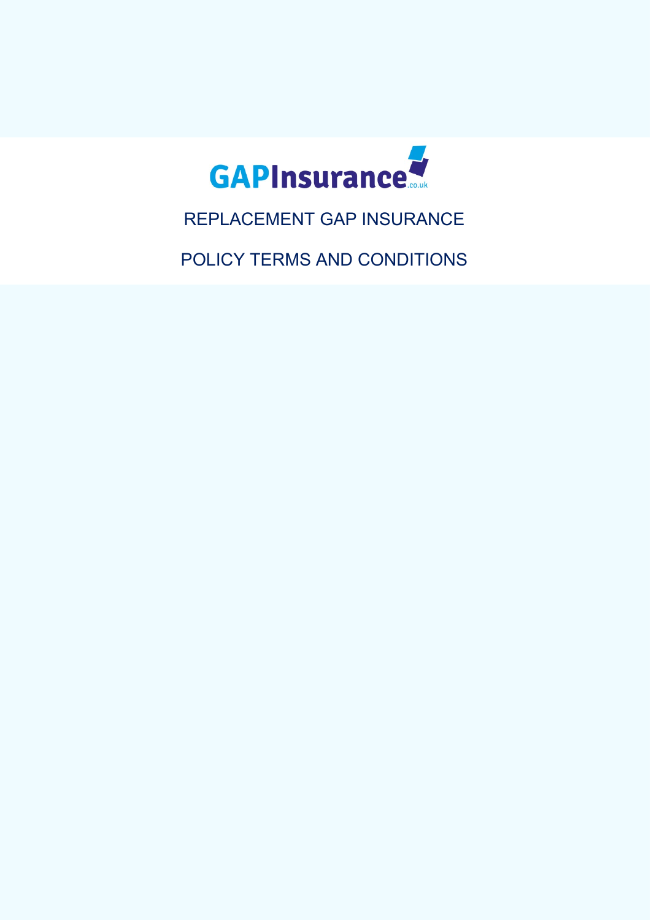GAPInsurance.co.uk

# REPLACEMENT GAP INSURANCE

# POLICY TERMS AND CONDITIONS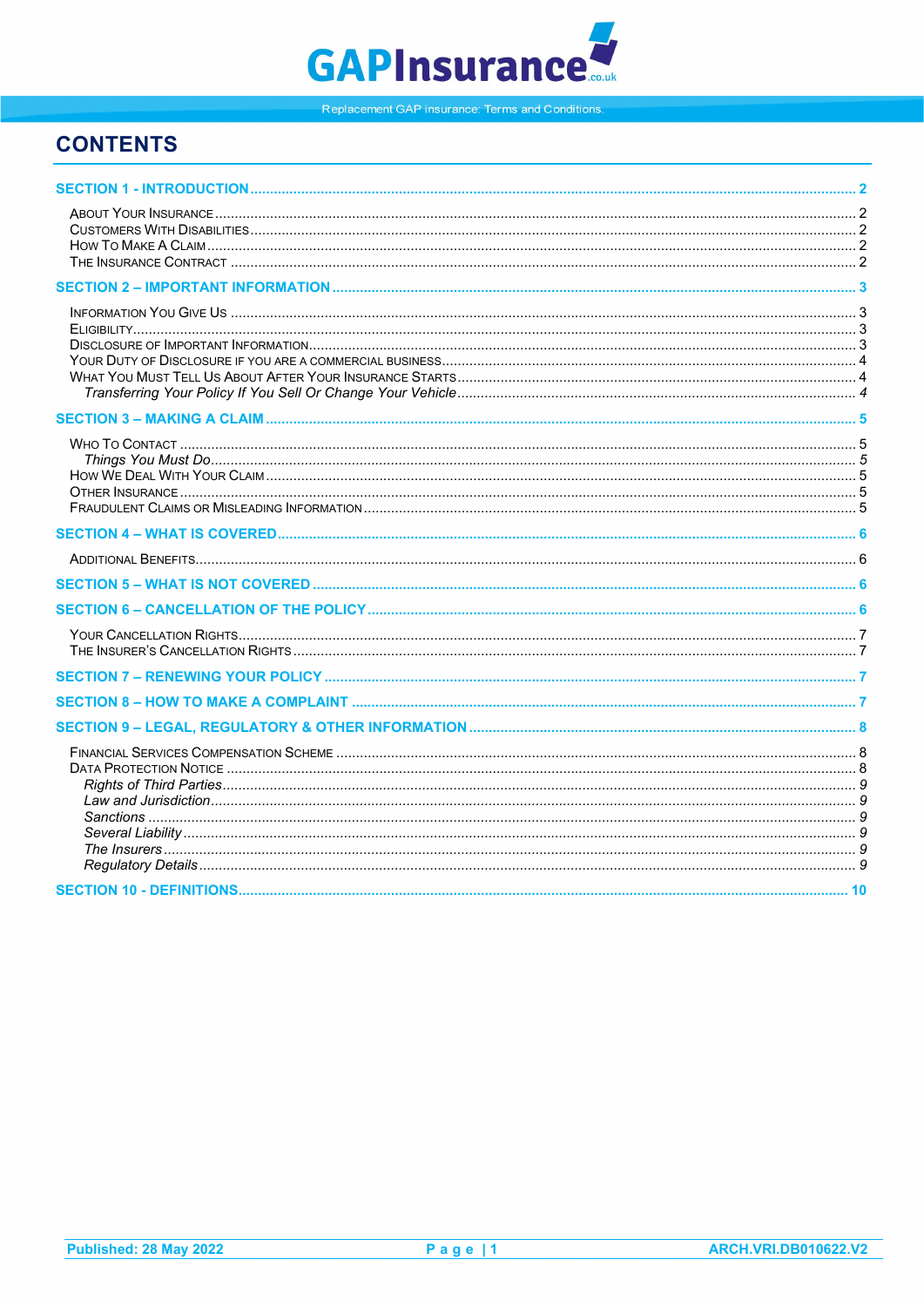# CONTENTS

**SECTION 1 - INTRODUCTION** ..... 2

- About Your Insurance ..... 2
- Customers With Disabilities ..... 2
- How To Make A Claim ..... 2
- The Insurance Contract ..... 2

**SECTION 2 – IMPORTANT INFORMATION** ..... 3

- Information You Give Us ..... 3
- Eligibility ..... 3
- Disclosure of Important Information ..... 3
- Your Duty of Disclosure if you are a commercial business ..... 4
- What You Must Tell Us About After Your Insurance Starts ..... 4
  - *Transferring Your Policy If You Sell Or Change Your Vehicle* ..... 4

**SECTION 3 – MAKING A CLAIM** ..... 5

- Who To Contact ..... 5
  - *Things You Must Do* ..... 5
- How We Deal With Your Claim ..... 5
- Other Insurance ..... 5
- Fraudulent Claims or Misleading Information ..... 5

**SECTION 4 – WHAT IS COVERED** ..... 6

- Additional Benefits ..... 6

**SECTION 5 – WHAT IS NOT COVERED** ..... 6

**SECTION 6 – CANCELLATION OF THE POLICY** ..... 6

- Your Cancellation Rights ..... 7
- The Insurer's Cancellation Rights ..... 7

**SECTION 7 – RENEWING YOUR POLICY** ..... 7

**SECTION 8 – HOW TO MAKE A COMPLAINT** ..... 7

**SECTION 9 – LEGAL, REGULATORY & OTHER INFORMATION** ..... 8

- Financial Services Compensation Scheme ..... 8
- Data Protection Notice ..... 8
  - *Rights of Third Parties* ..... 9
  - *Law and Jurisdiction* ..... 9
  - *Sanctions* ..... 9
  - *Several Liability* ..... 9
  - *The Insurers* ..... 9
  - *Regulatory Details* ..... 9

**SECTION 10 - DEFINITIONS** ..... 10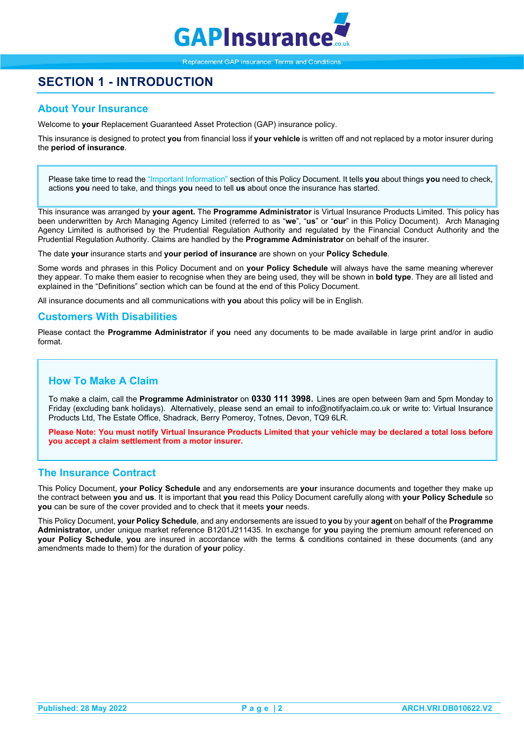## SECTION 1 - INTRODUCTION

### About Your Insurance

Welcome to **your** Replacement Guaranteed Asset Protection (GAP) insurance policy.

This insurance is designed to protect **you** from financial loss if **your vehicle** is written off and not replaced by a motor insurer during the **period of insurance**.

> Please take time to read the "Important Information" section of this Policy Document. It tells **you** about things **you** need to check, actions **you** need to take, and things **you** need to tell **us** about once the insurance has started.

This insurance was arranged by **your agent.** The **Programme Administrator** is Virtual Insurance Products Limited. This policy has been underwritten by Arch Managing Agency Limited (referred to as "**we**", "**us**" or "**our**" in this Policy Document). Arch Managing Agency Limited is authorised by the Prudential Regulation Authority and regulated by the Financial Conduct Authority and the Prudential Regulation Authority. Claims are handled by the **Programme Administrator** on behalf of the insurer.

The date **your** insurance starts and **your period of insurance** are shown on your **Policy Schedule**.

Some words and phrases in this Policy Document and on **your Policy Schedule** will always have the same meaning wherever they appear. To make them easier to recognise when they are being used, they will be shown in **bold type**. They are all listed and explained in the "Definitions" section which can be found at the end of this Policy Document.

All insurance documents and all communications with **you** about this policy will be in English.

### Customers With Disabilities

Please contact the **Programme Administrator** if **you** need any documents to be made available in large print and/or in audio format.

### How To Make A Claim

To make a claim, call the **Programme Administrator** on **0330 111 3998**. Lines are open between 9am and 5pm Monday to Friday (excluding bank holidays). Alternatively, please send an email to info@notifyaclaim.co.uk or write to: Virtual Insurance Products Ltd, The Estate Office, Shadrack, Berry Pomeroy, Totnes, Devon, TQ9 6LR.

**Please Note: You must notify Virtual Insurance Products Limited that your vehicle may be declared a total loss before you accept a claim settlement from a motor insurer.**

### The Insurance Contract

This Policy Document, **your Policy Schedule** and any endorsements are **your** insurance documents and together they make up the contract between **you** and **us**. It is important that **you** read this Policy Document carefully along with **your Policy Schedule** so **you** can be sure of the cover provided and to check that it meets **your** needs.

This Policy Document, **your Policy Schedule**, and any endorsements are issued to **you** by your **agent** on behalf of the **Programme Administrator,** under unique market reference B1201J211435. In exchange for **you** paying the premium amount referenced on **your Policy Schedule**, **you** are insured in accordance with the terms & conditions contained in these documents (and any amendments made to them) for the duration of **your** policy.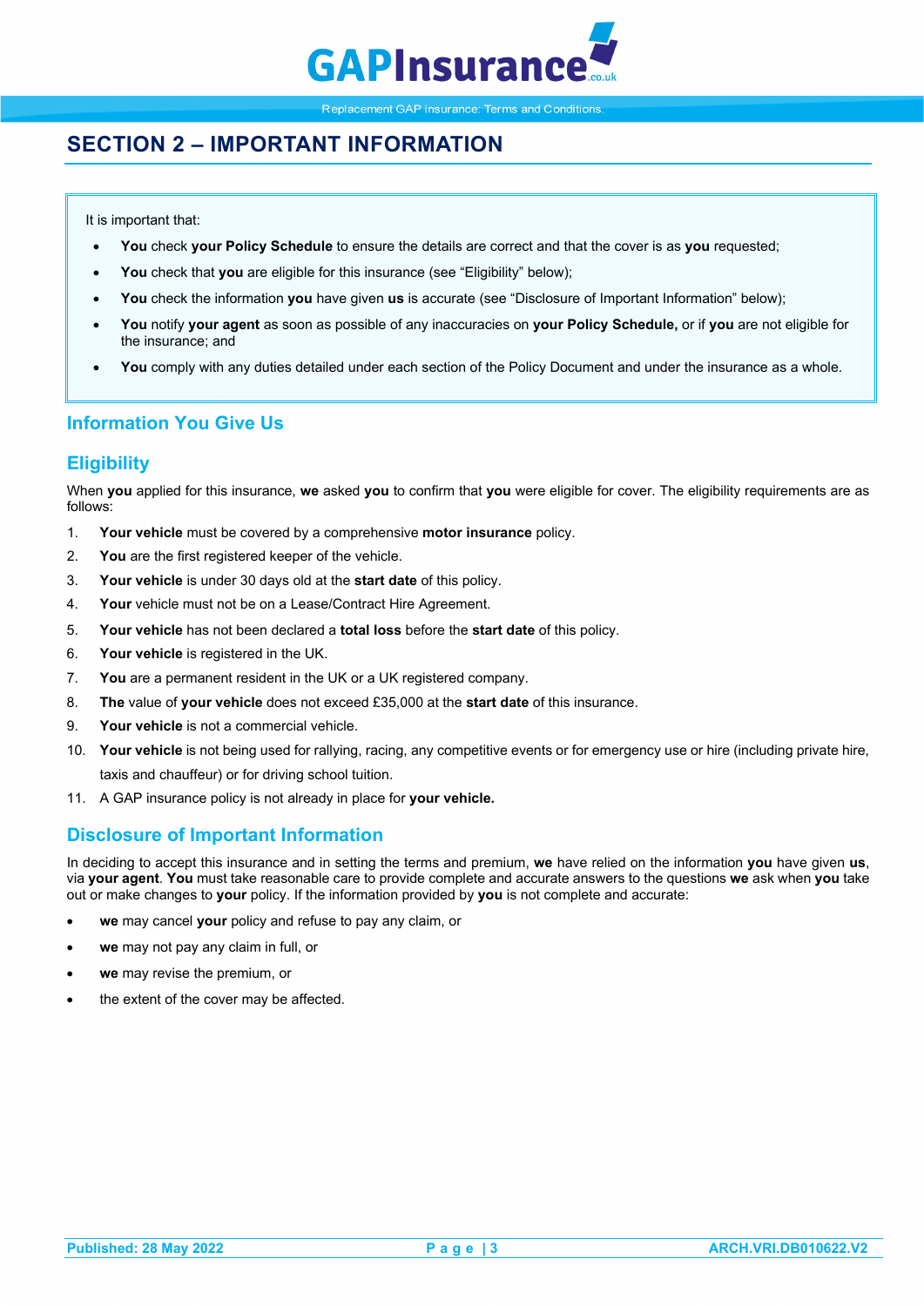## SECTION 2 – IMPORTANT INFORMATION

It is important that:

- **You** check **your Policy Schedule** to ensure the details are correct and that the cover is as **you** requested;
- **You** check that **you** are eligible for this insurance (see "Eligibility" below);
- **You** check the information **you** have given **us** is accurate (see "Disclosure of Important Information" below);
- **You** notify **your agent** as soon as possible of any inaccuracies on **your Policy Schedule,** or if **you** are not eligible for the insurance; and
- **You** comply with any duties detailed under each section of the Policy Document and under the insurance as a whole.

### Information You Give Us

### Eligibility

When **you** applied for this insurance, **we** asked **you** to confirm that **you** were eligible for cover. The eligibility requirements are as follows:

1. **Your vehicle** must be covered by a comprehensive **motor insurance** policy.
2. **You** are the first registered keeper of the vehicle.
3. **Your vehicle** is under 30 days old at the **start date** of this policy.
4. **Your** vehicle must not be on a Lease/Contract Hire Agreement.
5. **Your vehicle** has not been declared a **total loss** before the **start date** of this policy.
6. **Your vehicle** is registered in the UK.
7. **You** are a permanent resident in the UK or a UK registered company.
8. **The** value of **your vehicle** does not exceed £35,000 at the **start date** of this insurance.
9. **Your vehicle** is not a commercial vehicle.
10. **Your vehicle** is not being used for rallying, racing, any competitive events or for emergency use or hire (including private hire, taxis and chauffeur) or for driving school tuition.
11. A GAP insurance policy is not already in place for **your vehicle.**

### Disclosure of Important Information

In deciding to accept this insurance and in setting the terms and premium, **we** have relied on the information **you** have given **us**, via **your agent**. **You** must take reasonable care to provide complete and accurate answers to the questions **we** ask when **you** take out or make changes to **your** policy. If the information provided by **you** is not complete and accurate:

- **we** may cancel **your** policy and refuse to pay any claim, or
- **we** may not pay any claim in full, or
- **we** may revise the premium, or
- the extent of the cover may be affected.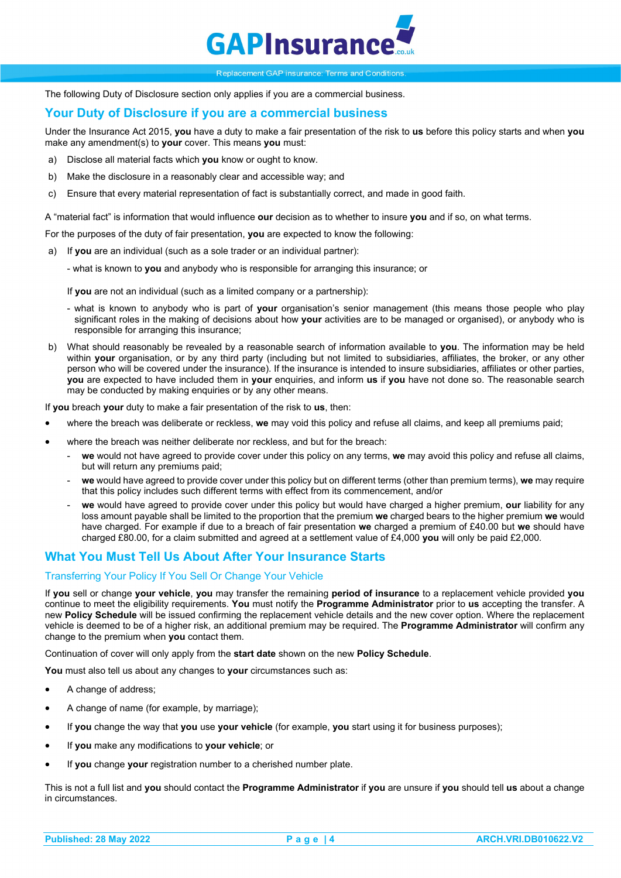The following Duty of Disclosure section only applies if you are a commercial business.

## Your Duty of Disclosure if you are a commercial business

Under the Insurance Act 2015, **you** have a duty to make a fair presentation of the risk to **us** before this policy starts and when **you** make any amendment(s) to **your** cover. This means **you** must:

a) Disclose all material facts which **you** know or ought to know.

b) Make the disclosure in a reasonably clear and accessible way; and

c) Ensure that every material representation of fact is substantially correct, and made in good faith.

A "material fact" is information that would influence **our** decision as to whether to insure **you** and if so, on what terms.

For the purposes of the duty of fair presentation, **you** are expected to know the following:

a) If **you** are an individual (such as a sole trader or an individual partner):

   - what is known to **you** and anybody who is responsible for arranging this insurance; or

   If **you** are not an individual (such as a limited company or a partnership):

   - what is known to anybody who is part of **your** organisation's senior management (this means those people who play significant roles in the making of decisions about how **your** activities are to be managed or organised), or anybody who is responsible for arranging this insurance;

b) What should reasonably be revealed by a reasonable search of information available to **you**. The information may be held within **your** organisation, or by any third party (including but not limited to subsidiaries, affiliates, the broker, or any other person who will be covered under the insurance). If the insurance is intended to insure subsidiaries, affiliates or other parties, **you** are expected to have included them in **your** enquiries, and inform **us** if **you** have not done so. The reasonable search may be conducted by making enquiries or by any other means.

If **you** breach **your** duty to make a fair presentation of the risk to **us**, then:

- where the breach was deliberate or reckless, **we** may void this policy and refuse all claims, and keep all premiums paid;
- where the breach was neither deliberate nor reckless, and but for the breach:
  - **we** would not have agreed to provide cover under this policy on any terms, **we** may avoid this policy and refuse all claims, but will return any premiums paid;
  - **we** would have agreed to provide cover under this policy but on different terms (other than premium terms), **we** may require that this policy includes such different terms with effect from its commencement, and/or
  - **we** would have agreed to provide cover under this policy but would have charged a higher premium, **our** liability for any loss amount payable shall be limited to the proportion that the premium **we** charged bears to the higher premium **we** would have charged. For example if due to a breach of fair presentation **we** charged a premium of £40.00 but **we** should have charged £80.00, for a claim submitted and agreed at a settlement value of £4,000 **you** will only be paid £2,000.

## What You Must Tell Us About After Your Insurance Starts

### Transferring Your Policy If You Sell Or Change Your Vehicle

If **you** sell or change **your vehicle**, **you** may transfer the remaining **period of insurance** to a replacement vehicle provided **you** continue to meet the eligibility requirements. **You** must notify the **Programme Administrator** prior to **us** accepting the transfer. A new **Policy Schedule** will be issued confirming the replacement vehicle details and the new cover option. Where the replacement vehicle is deemed to be of a higher risk, an additional premium may be required. The **Programme Administrator** will confirm any change to the premium when **you** contact them.

Continuation of cover will only apply from the **start date** shown on the new **Policy Schedule**.

**You** must also tell us about any changes to **your** circumstances such as:

- A change of address;
- A change of name (for example, by marriage);
- If **you** change the way that **you** use **your vehicle** (for example, **you** start using it for business purposes);
- If **you** make any modifications to **your vehicle**; or
- If **you** change **your** registration number to a cherished number plate.

This is not a full list and **you** should contact the **Programme Administrator** if **you** are unsure if **you** should tell **us** about a change in circumstances.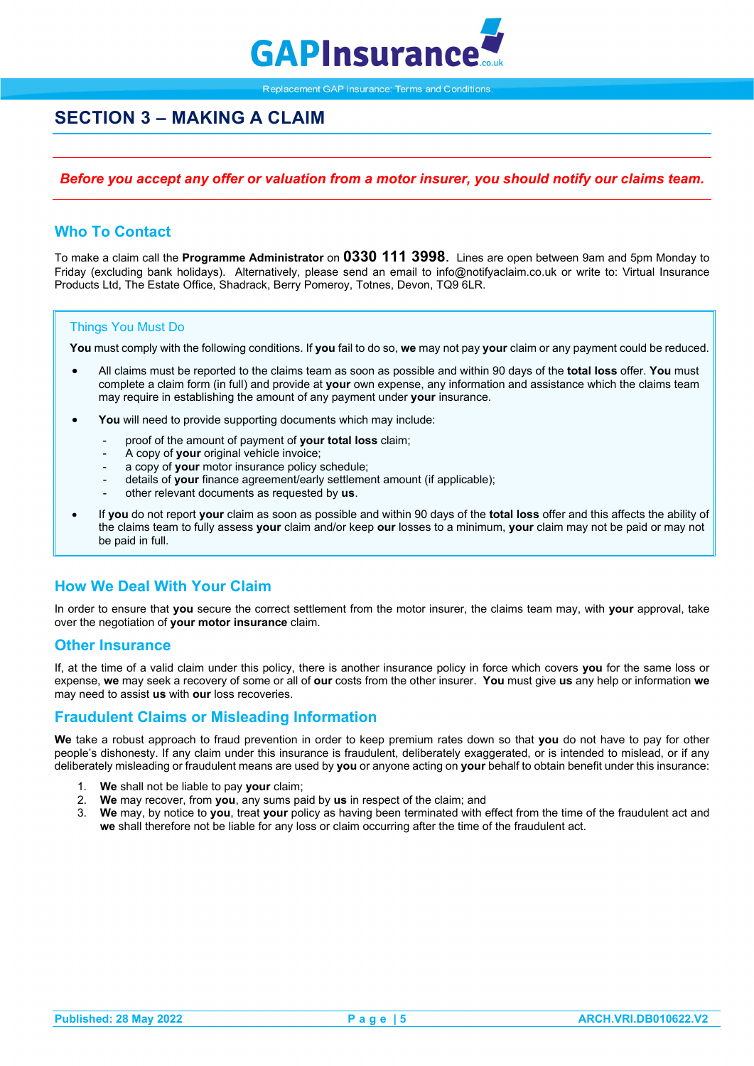# SECTION 3 – MAKING A CLAIM

***Before you accept any offer or valuation from a motor insurer, you should notify our claims team.***

## Who To Contact

To make a claim call the **Programme Administrator** on **0330 111 3998**. Lines are open between 9am and 5pm Monday to Friday (excluding bank holidays). Alternatively, please send an email to info@notifyaclaim.co.uk or write to: Virtual Insurance Products Ltd, The Estate Office, Shadrack, Berry Pomeroy, Totnes, Devon, TQ9 6LR.

### Things You Must Do

**You** must comply with the following conditions. If **you** fail to do so, **we** may not pay **your** claim or any payment could be reduced.

- All claims must be reported to the claims team as soon as possible and within 90 days of the **total loss** offer. **You** must complete a claim form (in full) and provide at **your** own expense, any information and assistance which the claims team may require in establishing the amount of any payment under **your** insurance.
- **You** will need to provide supporting documents which may include:
  - proof of the amount of payment of **your total loss** claim;
  - A copy of **your** original vehicle invoice;
  - a copy of **your** motor insurance policy schedule;
  - details of **your** finance agreement/early settlement amount (if applicable);
  - other relevant documents as requested by **us**.
- If **you** do not report **your** claim as soon as possible and within 90 days of the **total loss** offer and this affects the ability of the claims team to fully assess **your** claim and/or keep **our** losses to a minimum, **your** claim may not be paid or may not be paid in full.

## How We Deal With Your Claim

In order to ensure that **you** secure the correct settlement from the motor insurer, the claims team may, with **your** approval, take over the negotiation of **your motor insurance** claim.

## Other Insurance

If, at the time of a valid claim under this policy, there is another insurance policy in force which covers **you** for the same loss or expense, **we** may seek a recovery of some or all of **our** costs from the other insurer. **You** must give **us** any help or information **we** may need to assist **us** with **our** loss recoveries.

## Fraudulent Claims or Misleading Information

**We** take a robust approach to fraud prevention in order to keep premium rates down so that **you** do not have to pay for other people's dishonesty. If any claim under this insurance is fraudulent, deliberately exaggerated, or is intended to mislead, or if any deliberately misleading or fraudulent means are used by **you** or anyone acting on **your** behalf to obtain benefit under this insurance:

1. **We** shall not be liable to pay **your** claim;
2. **We** may recover, from **you**, any sums paid by **us** in respect of the claim; and
3. **We** may, by notice to **you**, treat **your** policy as having been terminated with effect from the time of the fraudulent act and **we** shall therefore not be liable for any loss or claim occurring after the time of the fraudulent act.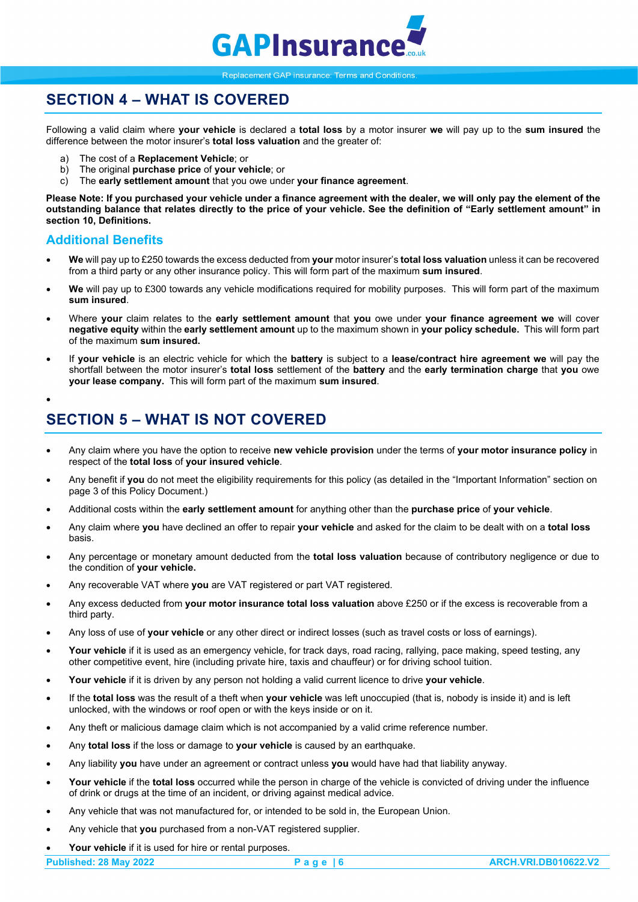## SECTION 4 – WHAT IS COVERED

Following a valid claim where **your vehicle** is declared a **total loss** by a motor insurer **we** will pay up to the **sum insured** the difference between the motor insurer's **total loss valuation** and the greater of:

a) The cost of a **Replacement Vehicle**; or
b) The original **purchase price** of **your vehicle**; or
c) The **early settlement amount** that you owe under **your finance agreement**.

**Please Note: If you purchased your vehicle under a finance agreement with the dealer, we will only pay the element of the outstanding balance that relates directly to the price of your vehicle. See the definition of "Early settlement amount" in section 10, Definitions.**

### Additional Benefits

- **We** will pay up to £250 towards the excess deducted from **your** motor insurer's **total loss valuation** unless it can be recovered from a third party or any other insurance policy. This will form part of the maximum **sum insured**.
- **We** will pay up to £300 towards any vehicle modifications required for mobility purposes. This will form part of the maximum **sum insured**.
- Where **your** claim relates to the **early settlement amount** that **you** owe under **your finance agreement we** will cover **negative equity** within the **early settlement amount** up to the maximum shown in **your policy schedule.** This will form part of the maximum **sum insured.**
- If **your vehicle** is an electric vehicle for which the **battery** is subject to a **lease/contract hire agreement we** will pay the shortfall between the motor insurer's **total loss** settlement of the **battery** and the **early termination charge** that **you** owe **your lease company.** This will form part of the maximum **sum insured**.

## SECTION 5 – WHAT IS NOT COVERED

- Any claim where you have the option to receive **new vehicle provision** under the terms of **your motor insurance policy** in respect of the **total loss** of **your insured vehicle**.
- Any benefit if **you** do not meet the eligibility requirements for this policy (as detailed in the "Important Information" section on page 3 of this Policy Document.)
- Additional costs within the **early settlement amount** for anything other than the **purchase price** of **your vehicle**.
- Any claim where **you** have declined an offer to repair **your vehicle** and asked for the claim to be dealt with on a **total loss** basis.
- Any percentage or monetary amount deducted from the **total loss valuation** because of contributory negligence or due to the condition of **your vehicle.**
- Any recoverable VAT where **you** are VAT registered or part VAT registered.
- Any excess deducted from **your motor insurance total loss valuation** above £250 or if the excess is recoverable from a third party.
- Any loss of use of **your vehicle** or any other direct or indirect losses (such as travel costs or loss of earnings).
- **Your vehicle** if it is used as an emergency vehicle, for track days, road racing, rallying, pace making, speed testing, any other competitive event, hire (including private hire, taxis and chauffeur) or for driving school tuition.
- **Your vehicle** if it is driven by any person not holding a valid current licence to drive **your vehicle**.
- If the **total loss** was the result of a theft when **your vehicle** was left unoccupied (that is, nobody is inside it) and is left unlocked, with the windows or roof open or with the keys inside or on it.
- Any theft or malicious damage claim which is not accompanied by a valid crime reference number.
- Any **total loss** if the loss or damage to **your vehicle** is caused by an earthquake.
- Any liability **you** have under an agreement or contract unless **you** would have had that liability anyway.
- **Your vehicle** if the **total loss** occurred while the person in charge of the vehicle is convicted of driving under the influence of drink or drugs at the time of an incident, or driving against medical advice.
- Any vehicle that was not manufactured for, or intended to be sold in, the European Union.
- Any vehicle that **you** purchased from a non-VAT registered supplier.
- **Your vehicle** if it is used for hire or rental purposes.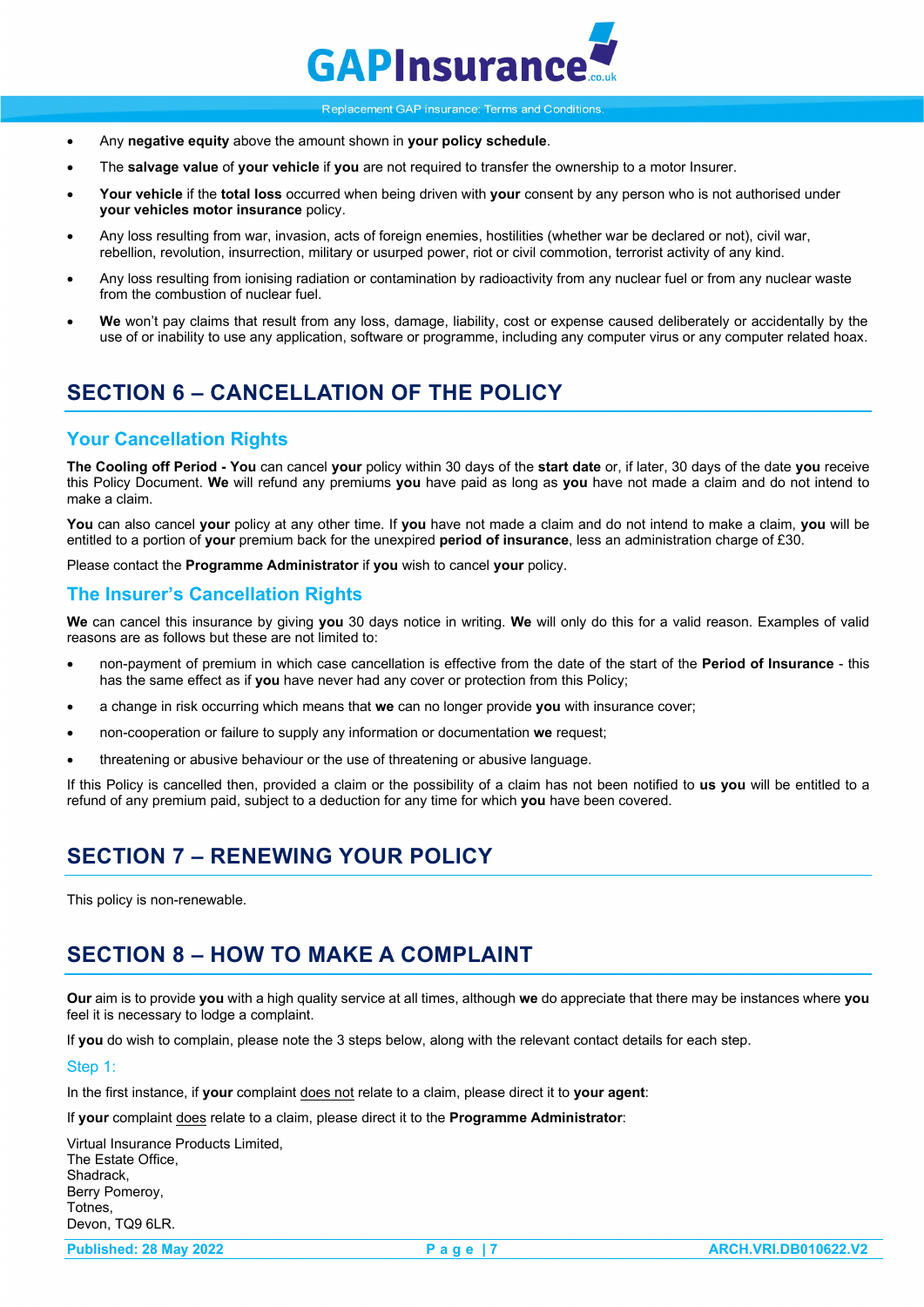- Any **negative equity** above the amount shown in **your policy schedule**.
- The **salvage value** of **your vehicle** if **you** are not required to transfer the ownership to a motor Insurer.
- **Your vehicle** if the **total loss** occurred when being driven with **your** consent by any person who is not authorised under **your vehicles motor insurance** policy.
- Any loss resulting from war, invasion, acts of foreign enemies, hostilities (whether war be declared or not), civil war, rebellion, revolution, insurrection, military or usurped power, riot or civil commotion, terrorist activity of any kind.
- Any loss resulting from ionising radiation or contamination by radioactivity from any nuclear fuel or from any nuclear waste from the combustion of nuclear fuel.
- **We** won't pay claims that result from any loss, damage, liability, cost or expense caused deliberately or accidentally by the use of or inability to use any application, software or programme, including any computer virus or any computer related hoax.

## SECTION 6 – CANCELLATION OF THE POLICY

### Your Cancellation Rights

**The Cooling off Period - You** can cancel **your** policy within 30 days of the **start date** or, if later, 30 days of the date **you** receive this Policy Document. **We** will refund any premiums **you** have paid as long as **you** have not made a claim and do not intend to make a claim.

**You** can also cancel **your** policy at any other time. If **you** have not made a claim and do not intend to make a claim, **you** will be entitled to a portion of **your** premium back for the unexpired **period of insurance**, less an administration charge of £30.

Please contact the **Programme Administrator** if **you** wish to cancel **your** policy.

### The Insurer's Cancellation Rights

**We** can cancel this insurance by giving **you** 30 days notice in writing. **We** will only do this for a valid reason. Examples of valid reasons are as follows but these are not limited to:

- non-payment of premium in which case cancellation is effective from the date of the start of the **Period of Insurance** - this has the same effect as if **you** have never had any cover or protection from this Policy;
- a change in risk occurring which means that **we** can no longer provide **you** with insurance cover;
- non-cooperation or failure to supply any information or documentation **we** request;
- threatening or abusive behaviour or the use of threatening or abusive language.

If this Policy is cancelled then, provided a claim or the possibility of a claim has not been notified to **us you** will be entitled to a refund of any premium paid, subject to a deduction for any time for which **you** have been covered.

## SECTION 7 – RENEWING YOUR POLICY

This policy is non-renewable.

## SECTION 8 – HOW TO MAKE A COMPLAINT

**Our** aim is to provide **you** with a high quality service at all times, although **we** do appreciate that there may be instances where **you** feel it is necessary to lodge a complaint.

If **you** do wish to complain, please note the 3 steps below, along with the relevant contact details for each step.

### Step 1:

In the first instance, if **your** complaint does not relate to a claim, please direct it to **your agent**:

If **your** complaint does relate to a claim, please direct it to the **Programme Administrator**:

Virtual Insurance Products Limited,
The Estate Office,
Shadrack,
Berry Pomeroy,
Totnes,
Devon, TQ9 6LR.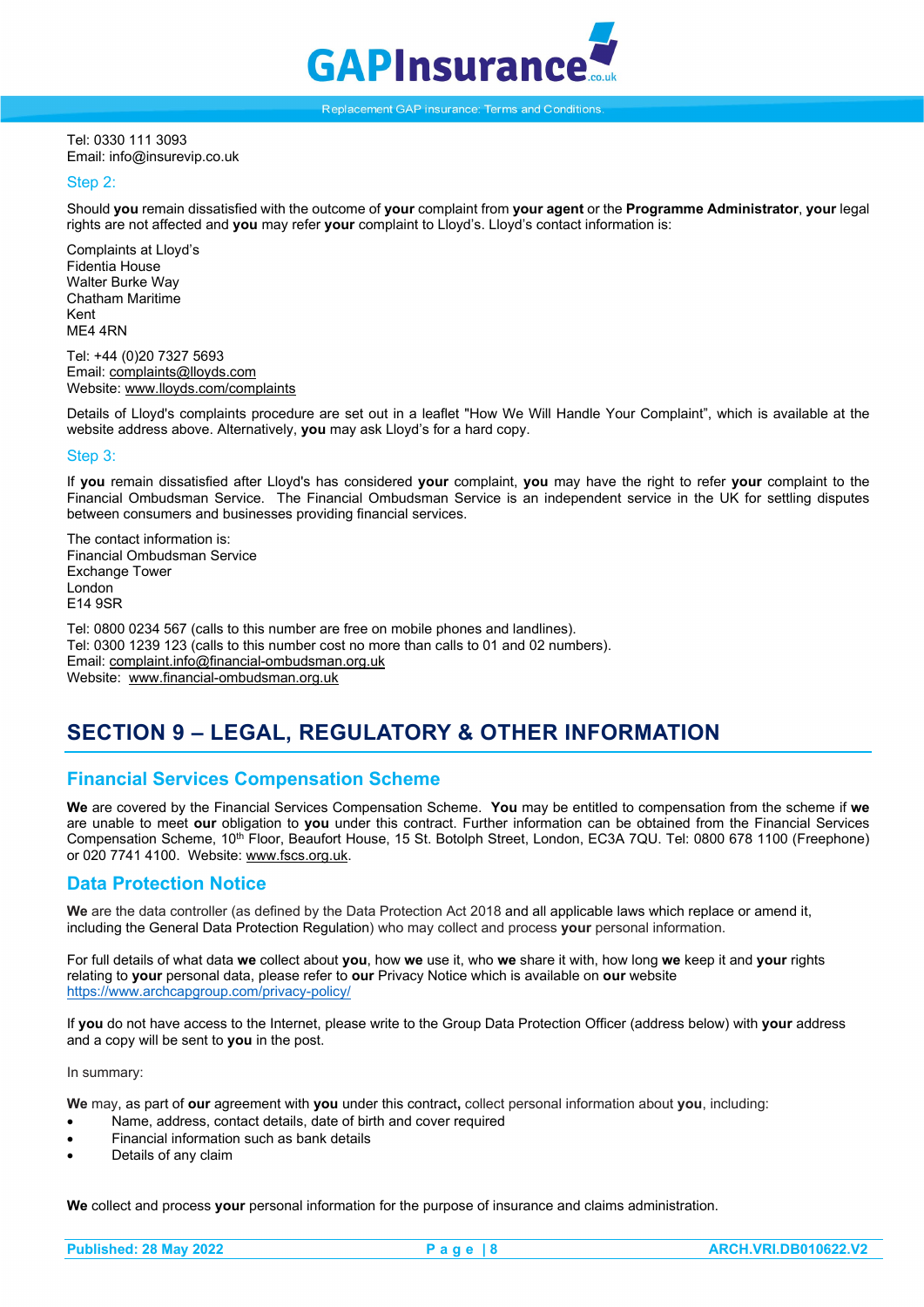Tel: 0330 111 3093
Email: info@insurevip.co.uk

### Step 2:

Should **you** remain dissatisfied with the outcome of **your** complaint from **your agent** or the **Programme Administrator**, **your** legal rights are not affected and **you** may refer **your** complaint to Lloyd's. Lloyd's contact information is:

Complaints at Lloyd's
Fidentia House
Walter Burke Way
Chatham Maritime
Kent
ME4 4RN

Tel: +44 (0)20 7327 5693
Email: complaints@lloyds.com
Website: www.lloyds.com/complaints

Details of Lloyd's complaints procedure are set out in a leaflet "How We Will Handle Your Complaint", which is available at the website address above. Alternatively, **you** may ask Lloyd's for a hard copy.

### Step 3:

If **you** remain dissatisfied after Lloyd's has considered **your** complaint, **you** may have the right to refer **your** complaint to the Financial Ombudsman Service. The Financial Ombudsman Service is an independent service in the UK for settling disputes between consumers and businesses providing financial services.

The contact information is:
Financial Ombudsman Service
Exchange Tower
London
E14 9SR

Tel: 0800 0234 567 (calls to this number are free on mobile phones and landlines).
Tel: 0300 1239 123 (calls to this number cost no more than calls to 01 and 02 numbers).
Email: complaint.info@financial-ombudsman.org.uk
Website: www.financial-ombudsman.org.uk

# SECTION 9 – LEGAL, REGULATORY & OTHER INFORMATION

## Financial Services Compensation Scheme

**We** are covered by the Financial Services Compensation Scheme. **You** may be entitled to compensation from the scheme if **we** are unable to meet **our** obligation to **you** under this contract. Further information can be obtained from the Financial Services Compensation Scheme, 10th Floor, Beaufort House, 15 St. Botolph Street, London, EC3A 7QU. Tel: 0800 678 1100 (Freephone) or 020 7741 4100. Website: www.fscs.org.uk.

## Data Protection Notice

**We** are the data controller (as defined by the Data Protection Act 2018 and all applicable laws which replace or amend it, including the General Data Protection Regulation) who may collect and process **your** personal information.

For full details of what data **we** collect about **you**, how **we** use it, who **we** share it with, how long **we** keep it and **your** rights relating to **your** personal data, please refer to **our** Privacy Notice which is available on **our** website https://www.archcapgroup.com/privacy-policy/

If **you** do not have access to the Internet, please write to the Group Data Protection Officer (address below) with **your** address and a copy will be sent to **you** in the post.

In summary:

**We** may, as part of **our** agreement with **you** under this contract**,** collect personal information about **you**, including:

- Name, address, contact details, date of birth and cover required
- Financial information such as bank details
- Details of any claim

**We** collect and process **your** personal information for the purpose of insurance and claims administration.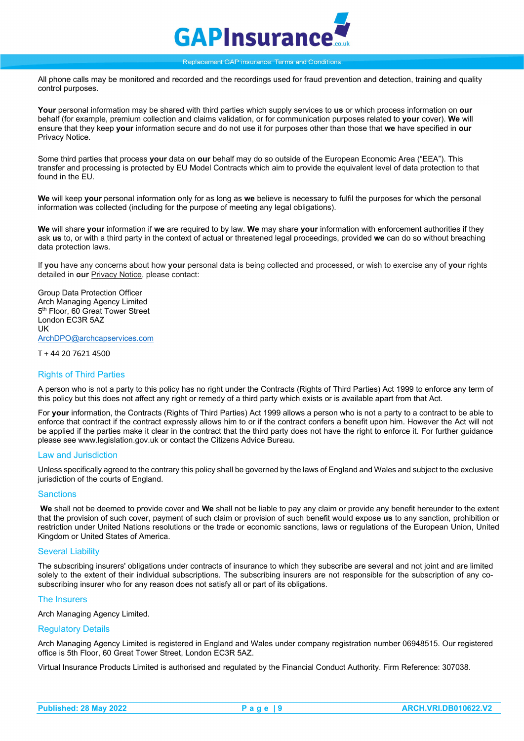All phone calls may be monitored and recorded and the recordings used for fraud prevention and detection, training and quality control purposes.

**Your** personal information may be shared with third parties which supply services to **us** or which process information on **our** behalf (for example, premium collection and claims validation, or for communication purposes related to **your** cover). **We** will ensure that they keep **your** information secure and do not use it for purposes other than those that **we** have specified in **our** Privacy Notice.

Some third parties that process **your** data on **our** behalf may do so outside of the European Economic Area ("EEA"). This transfer and processing is protected by EU Model Contracts which aim to provide the equivalent level of data protection to that found in the EU.

**We** will keep **your** personal information only for as long as **we** believe is necessary to fulfil the purposes for which the personal information was collected (including for the purpose of meeting any legal obligations).

**We** will share **your** information if **we** are required to by law. **We** may share **your** information with enforcement authorities if they ask **us** to, or with a third party in the context of actual or threatened legal proceedings, provided **we** can do so without breaching data protection laws.

If **you** have any concerns about how **your** personal data is being collected and processed, or wish to exercise any of **your** rights detailed in **our** Privacy Notice, please contact:

Group Data Protection Officer
Arch Managing Agency Limited
5th Floor, 60 Great Tower Street
London EC3R 5AZ
UK
ArchDPO@archcapservices.com

T + 44 20 7621 4500

## Rights of Third Parties

A person who is not a party to this policy has no right under the Contracts (Rights of Third Parties) Act 1999 to enforce any term of this policy but this does not affect any right or remedy of a third party which exists or is available apart from that Act.

For **your** information, the Contracts (Rights of Third Parties) Act 1999 allows a person who is not a party to a contract to be able to enforce that contract if the contract expressly allows him to or if the contract confers a benefit upon him. However the Act will not be applied if the parties make it clear in the contract that the third party does not have the right to enforce it. For further guidance please see www.legislation.gov.uk or contact the Citizens Advice Bureau.

## Law and Jurisdiction

Unless specifically agreed to the contrary this policy shall be governed by the laws of England and Wales and subject to the exclusive jurisdiction of the courts of England.

## Sanctions

**We** shall not be deemed to provide cover and **We** shall not be liable to pay any claim or provide any benefit hereunder to the extent that the provision of such cover, payment of such claim or provision of such benefit would expose **us** to any sanction, prohibition or restriction under United Nations resolutions or the trade or economic sanctions, laws or regulations of the European Union, United Kingdom or United States of America.

## Several Liability

The subscribing insurers' obligations under contracts of insurance to which they subscribe are several and not joint and are limited solely to the extent of their individual subscriptions. The subscribing insurers are not responsible for the subscription of any co-subscribing insurer who for any reason does not satisfy all or part of its obligations.

## The Insurers

Arch Managing Agency Limited.

## Regulatory Details

Arch Managing Agency Limited is registered in England and Wales under company registration number 06948515. Our registered office is 5th Floor, 60 Great Tower Street, London EC3R 5AZ.

Virtual Insurance Products Limited is authorised and regulated by the Financial Conduct Authority. Firm Reference: 307038.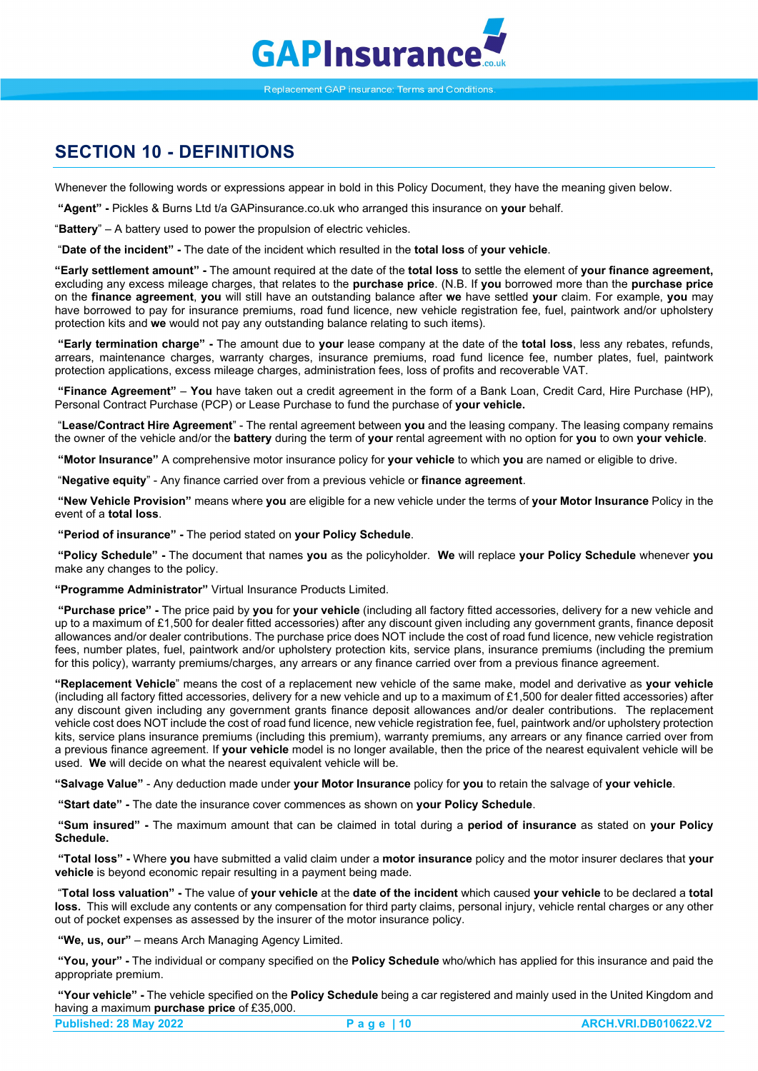## SECTION 10 - DEFINITIONS

Whenever the following words or expressions appear in bold in this Policy Document, they have the meaning given below.

**"Agent" -** Pickles & Burns Ltd t/a GAPinsurance.co.uk who arranged this insurance on **your** behalf.

"**Battery**" – A battery used to power the propulsion of electric vehicles.

**"Date of the incident" -** The date of the incident which resulted in the **total loss** of **your vehicle**.

**"Early settlement amount" -** The amount required at the date of the **total loss** to settle the element of **your finance agreement,** excluding any excess mileage charges, that relates to the **purchase price**. (N.B. If **you** borrowed more than the **purchase price** on the **finance agreement**, **you** will still have an outstanding balance after **we** have settled **your** claim. For example, **you** may have borrowed to pay for insurance premiums, road fund licence, new vehicle registration fee, fuel, paintwork and/or upholstery protection kits and **we** would not pay any outstanding balance relating to such items).

**"Early termination charge" -** The amount due to **your** lease company at the date of the **total loss**, less any rebates, refunds, arrears, maintenance charges, warranty charges, insurance premiums, road fund licence fee, number plates, fuel, paintwork protection applications, excess mileage charges, administration fees, loss of profits and recoverable VAT.

**"Finance Agreement"** – **You** have taken out a credit agreement in the form of a Bank Loan, Credit Card, Hire Purchase (HP), Personal Contract Purchase (PCP) or Lease Purchase to fund the purchase of **your vehicle.**

"**Lease/Contract Hire Agreement**" - The rental agreement between **you** and the leasing company. The leasing company remains the owner of the vehicle and/or the **battery** during the term of **your** rental agreement with no option for **you** to own **your vehicle**.

**"Motor Insurance"** A comprehensive motor insurance policy for **your vehicle** to which **you** are named or eligible to drive.

"**Negative equity**" - Any finance carried over from a previous vehicle or **finance agreement**.

**"New Vehicle Provision"** means where **you** are eligible for a new vehicle under the terms of **your Motor Insurance** Policy in the event of a **total loss**.

**"Period of insurance" -** The period stated on **your Policy Schedule**.

**"Policy Schedule" -** The document that names **you** as the policyholder. **We** will replace **your Policy Schedule** whenever **you** make any changes to the policy.

**"Programme Administrator"** Virtual Insurance Products Limited.

**"Purchase price" -** The price paid by **you** for **your vehicle** (including all factory fitted accessories, delivery for a new vehicle and up to a maximum of £1,500 for dealer fitted accessories) after any discount given including any government grants, finance deposit allowances and/or dealer contributions. The purchase price does NOT include the cost of road fund licence, new vehicle registration fees, number plates, fuel, paintwork and/or upholstery protection kits, service plans, insurance premiums (including the premium for this policy), warranty premiums/charges, any arrears or any finance carried over from a previous finance agreement.

**"Replacement Vehicle"** means the cost of a replacement new vehicle of the same make, model and derivative as **your vehicle** (including all factory fitted accessories, delivery for a new vehicle and up to a maximum of £1,500 for dealer fitted accessories) after any discount given including any government grants finance deposit allowances and/or dealer contributions. The replacement vehicle cost does NOT include the cost of road fund licence, new vehicle registration fee, fuel, paintwork and/or upholstery protection kits, service plans insurance premiums (including this premium), warranty premiums, any arrears or any finance carried over from a previous finance agreement. If **your vehicle** model is no longer available, then the price of the nearest equivalent vehicle will be used. **We** will decide on what the nearest equivalent vehicle will be.

**"Salvage Value"** - Any deduction made under **your Motor Insurance** policy for **you** to retain the salvage of **your vehicle**.

**"Start date" -** The date the insurance cover commences as shown on **your Policy Schedule**.

**"Sum insured" -** The maximum amount that can be claimed in total during a **period of insurance** as stated on **your Policy Schedule.**

**"Total loss" -** Where **you** have submitted a valid claim under a **motor insurance** policy and the motor insurer declares that **your vehicle** is beyond economic repair resulting in a payment being made.

**"Total loss valuation" -** The value of **your vehicle** at the **date of the incident** which caused **your vehicle** to be declared a **total loss.** This will exclude any contents or any compensation for third party claims, personal injury, vehicle rental charges or any other out of pocket expenses as assessed by the insurer of the motor insurance policy.

**"We, us, our"** – means Arch Managing Agency Limited.

**"You, your" -** The individual or company specified on the **Policy Schedule** who/which has applied for this insurance and paid the appropriate premium.

**"Your vehicle" -** The vehicle specified on the **Policy Schedule** being a car registered and mainly used in the United Kingdom and having a maximum **purchase price** of £35,000.